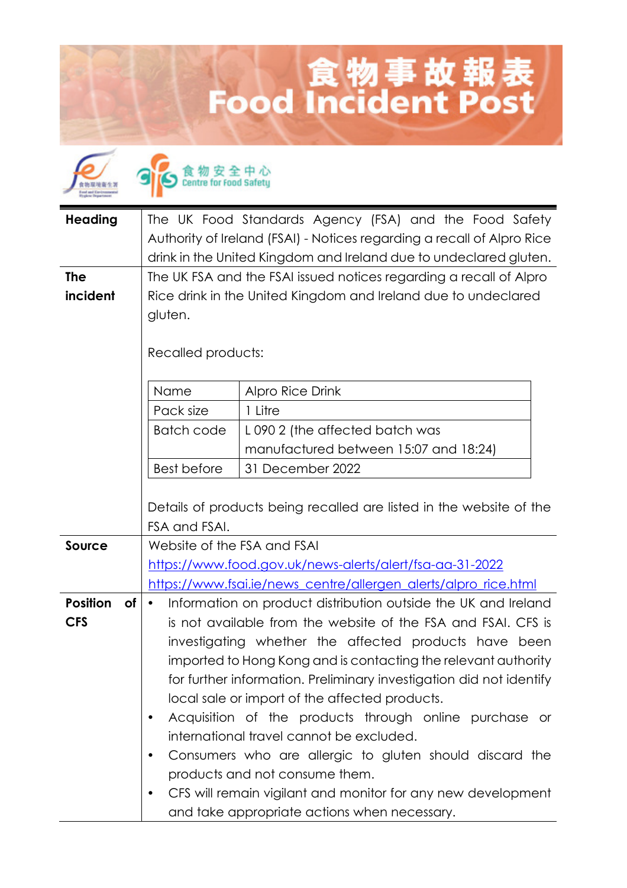# 食物事故報表
# Food Incident Post

食物環境衞生署 Food and Environmental Hygiene Department

食物安全中心 Centre for Food Safety

| | |
|---|---|
| **Heading** | The UK Food Standards Agency (FSA) and the Food Safety Authority of Ireland (FSAI) - Notices regarding a recall of Alpro Rice drink in the United Kingdom and Ireland due to undeclared gluten. |
| **The incident** | The UK FSA and the FSAI issued notices regarding a recall of Alpro Rice drink in the United Kingdom and Ireland due to undeclared gluten.<br><br>Recalled products:<br><br>Name: Alpro Rice Drink<br>Pack size: 1 Litre<br>Batch code: L 090 2 (the affected batch was manufactured between 15:07 and 18:24)<br>Best before: 31 December 2022<br><br>Details of products being recalled are listed in the website of the FSA and FSAI. |
| **Source** | Website of the FSA and FSAI<br>https://www.food.gov.uk/news-alerts/alert/fsa-aa-31-2022<br>https://www.fsai.ie/news_centre/allergen_alerts/alpro_rice.html |
| **Position of CFS** | • Information on product distribution outside the UK and Ireland is not available from the website of the FSA and FSAI. CFS is investigating whether the affected products have been imported to Hong Kong and is contacting the relevant authority for further information. Preliminary investigation did not identify local sale or import of the affected products.<br>• Acquisition of the products through online purchase or international travel cannot be excluded.<br>• Consumers who are allergic to gluten should discard the products and not consume them.<br>• CFS will remain vigilant and monitor for any new development and take appropriate actions when necessary. |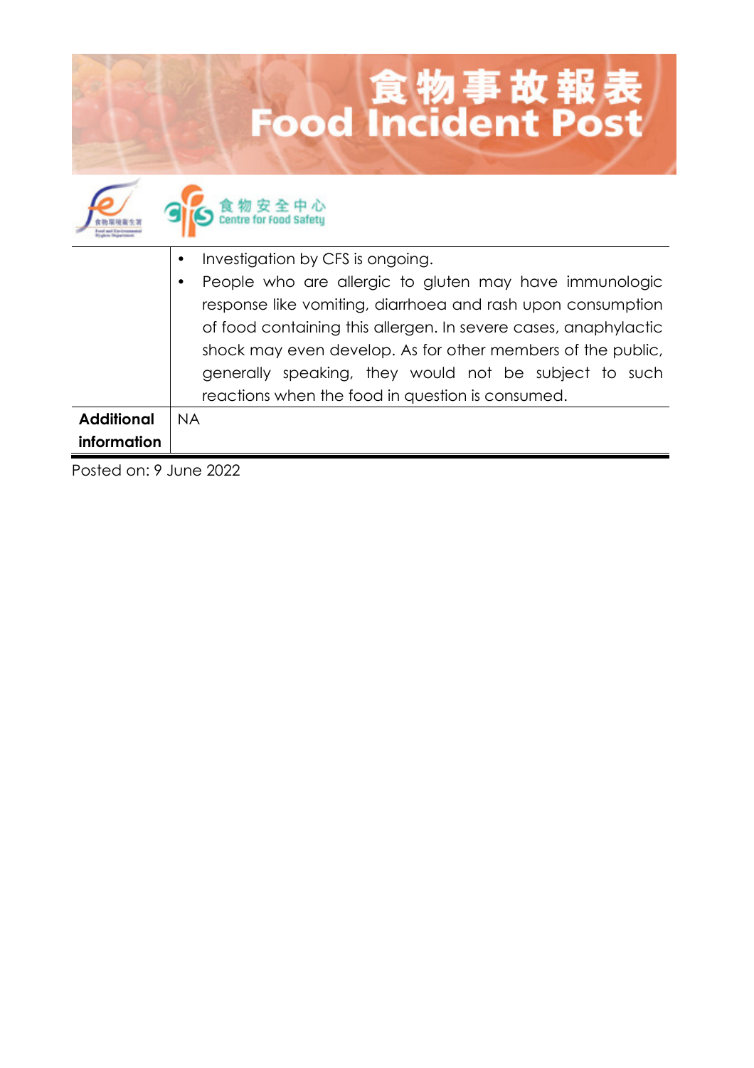| | |
|---|---|
| | • Investigation by CFS is ongoing.<br>• People who are allergic to gluten may have immunologic response like vomiting, diarrhoea and rash upon consumption of food containing this allergen. In severe cases, anaphylactic shock may even develop. As for other members of the public, generally speaking, they would not be subject to such reactions when the food in question is consumed. |
| **Additional information** | NA |

Posted on: 9 June 2022